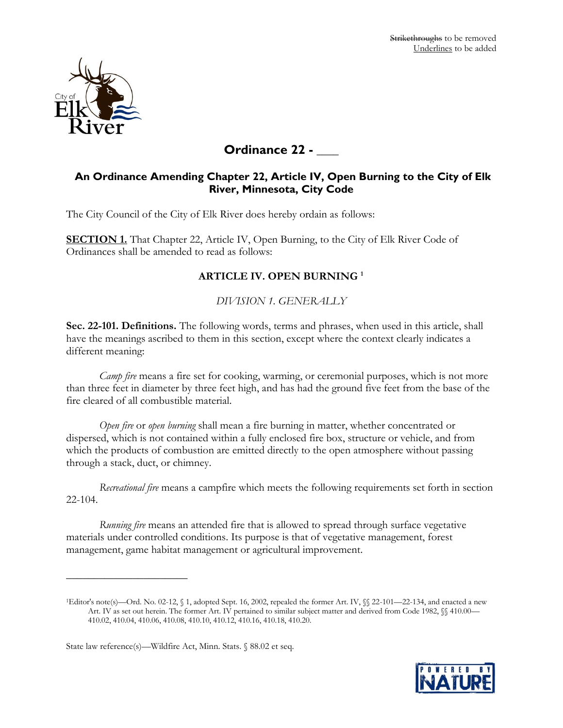~~Strikethroughs~~ to be removed
<u>Underlines</u> to be added

# Ordinance 22 - ___

## An Ordinance Amending Chapter 22, Article IV, Open Burning to the City of Elk River, Minnesota, City Code

The City Council of the City of Elk River does hereby ordain as follows:

**<u>SECTION 1.</u>** That Chapter 22, Article IV, Open Burning, to the City of Elk River Code of Ordinances shall be amended to read as follows:

### ARTICLE IV. OPEN BURNING [1]

*DIVISION 1. GENERALLY*

**Sec. 22-101. Definitions.** The following words, terms and phrases, when used in this article, shall have the meanings ascribed to them in this section, except where the context clearly indicates a different meaning:

*Camp fire* means a fire set for cooking, warming, or ceremonial purposes, which is not more than three feet in diameter by three feet high, and has had the ground five feet from the base of the fire cleared of all combustible material.

*Open fire* or *open burning* shall mean a fire burning in matter, whether concentrated or dispersed, which is not contained within a fully enclosed fire box, structure or vehicle, and from which the products of combustion are emitted directly to the open atmosphere without passing through a stack, duct, or chimney.

*Recreational fire* means a campfire which meets the following requirements set forth in section 22-104.

*Running fire* means an attended fire that is allowed to spread through surface vegetative materials under controlled conditions. Its purpose is that of vegetative management, forest management, game habitat management or agricultural improvement.

---

[1] Editor's note(s)—Ord. No. 02-12, § 1, adopted Sept. 16, 2002, repealed the former Art. IV, §§ 22-101—22-134, and enacted a new Art. IV as set out herein. The former Art. IV pertained to similar subject matter and derived from Code 1982, §§ 410.00—410.02, 410.04, 410.06, 410.08, 410.10, 410.12, 410.16, 410.18, 410.20.

State law reference(s)—Wildfire Act, Minn. Stats. § 88.02 et seq.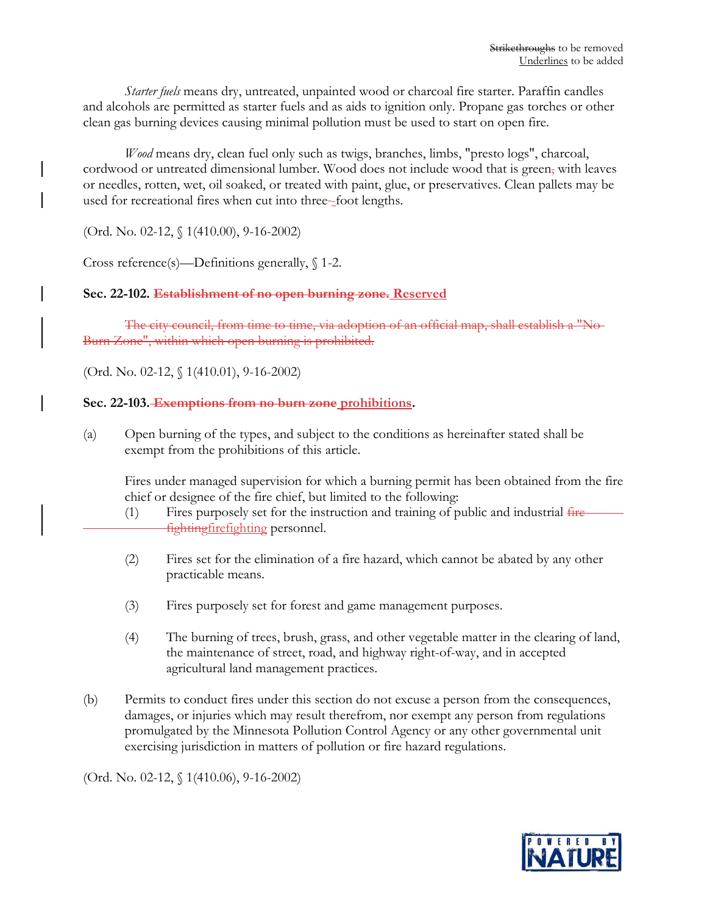~~Strikethroughs~~ to be removed
<u>Underlines</u> to be added

*Starter fuels* means dry, untreated, unpainted wood or charcoal fire starter. Paraffin candles and alcohols are permitted as starter fuels and as aids to ignition only. Propane gas torches or other clean gas burning devices causing minimal pollution must be used to start on open fire.

*Wood* means dry, clean fuel only such as twigs, branches, limbs, "presto logs", charcoal, cordwood or untreated dimensional lumber. Wood does not include wood that is green~~,~~ with leaves or needles, rotten, wet, oil soaked, or treated with paint, glue, or preservatives. Clean pallets may be used for recreational fires when cut into three~~-~~foot lengths.

(Ord. No. 02-12, § 1(410.00), 9-16-2002)

Cross reference(s)—Definitions generally, § 1-2.

**Sec. 22-102. ~~Establishment of no open burning zone.~~ <u>Reserved</u>**

~~The city council, from time to time, via adoption of an official map, shall establish a "No-Burn Zone", within which open burning is prohibited.~~

(Ord. No. 02-12, § 1(410.01), 9-16-2002)

**Sec. 22-103. ~~Exemptions from no burn zone~~ <u>prohibitions</u>.**

(a) Open burning of the types, and subject to the conditions as hereinafter stated shall be exempt from the prohibitions of this article.

Fires under managed supervision for which a burning permit has been obtained from the fire chief or designee of the fire chief, but limited to the following:

(1) Fires purposely set for the instruction and training of public and industrial ~~fire fighting~~<u>firefighting</u> personnel.

(2) Fires set for the elimination of a fire hazard, which cannot be abated by any other practicable means.

(3) Fires purposely set for forest and game management purposes.

(4) The burning of trees, brush, grass, and other vegetable matter in the clearing of land, the maintenance of street, road, and highway right-of-way, and in accepted agricultural land management practices.

(b) Permits to conduct fires under this section do not excuse a person from the consequences, damages, or injuries which may result therefrom, nor exempt any person from regulations promulgated by the Minnesota Pollution Control Agency or any other governmental unit exercising jurisdiction in matters of pollution or fire hazard regulations.

(Ord. No. 02-12, § 1(410.06), 9-16-2002)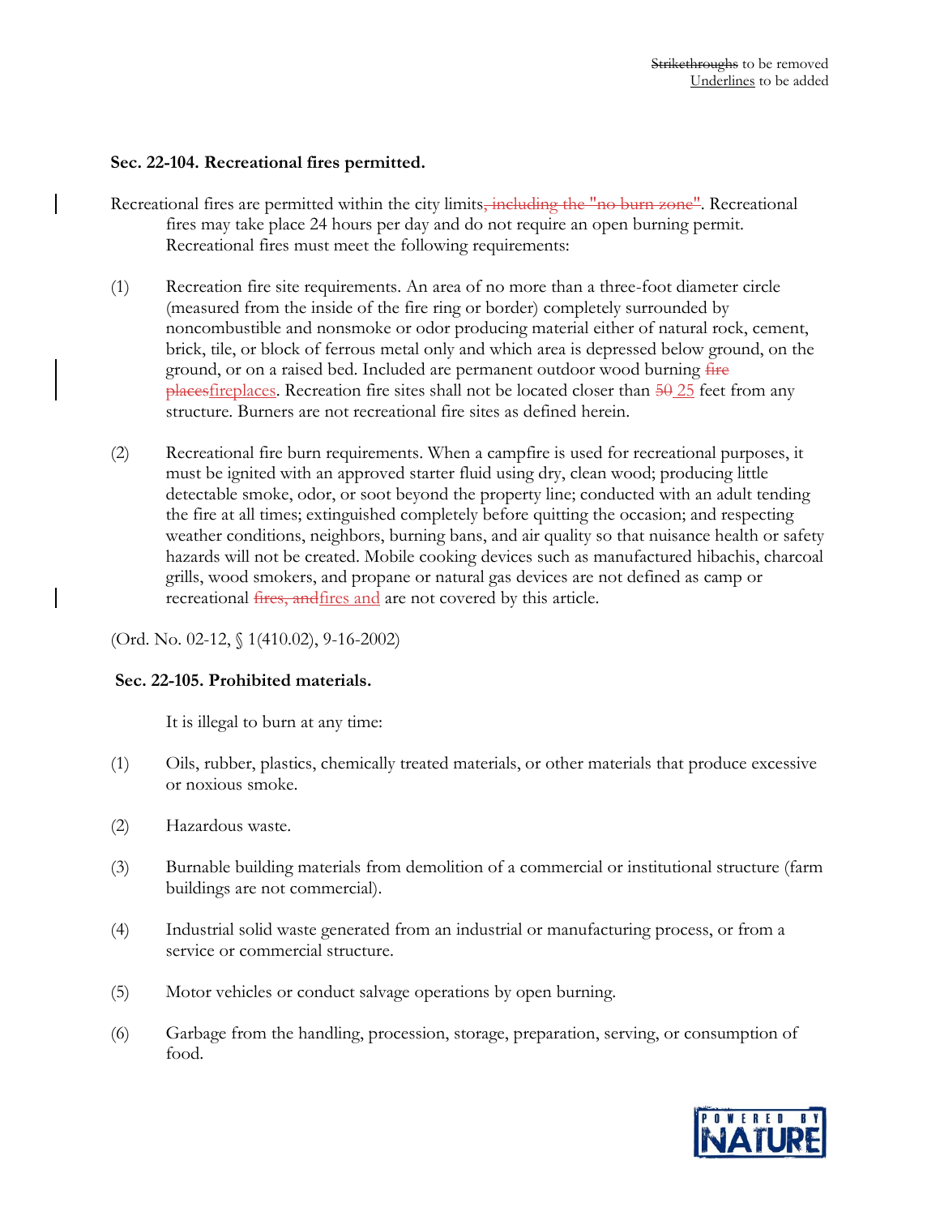~~Strikethroughs~~ to be removed
<u>Underlines</u> to be added

**Sec. 22-104. Recreational fires permitted.**

Recreational fires are permitted within the city limits~~, including the "no burn zone"~~. Recreational fires may take place 24 hours per day and do not require an open burning permit. Recreational fires must meet the following requirements:

(1) Recreation fire site requirements. An area of no more than a three-foot diameter circle (measured from the inside of the fire ring or border) completely surrounded by noncombustible and nonsmoke or odor producing material either of natural rock, cement, brick, tile, or block of ferrous metal only and which area is depressed below ground, on the ground, or on a raised bed. Included are permanent outdoor wood burning ~~fire places~~<u>fireplaces</u>. Recreation fire sites shall not be located closer than ~~50~~ <u>25</u> feet from any structure. Burners are not recreational fire sites as defined herein.

(2) Recreational fire burn requirements. When a campfire is used for recreational purposes, it must be ignited with an approved starter fluid using dry, clean wood; producing little detectable smoke, odor, or soot beyond the property line; conducted with an adult tending the fire at all times; extinguished completely before quitting the occasion; and respecting weather conditions, neighbors, burning bans, and air quality so that nuisance health or safety hazards will not be created. Mobile cooking devices such as manufactured hibachis, charcoal grills, wood smokers, and propane or natural gas devices are not defined as camp or recreational ~~fires, and~~<u>fires and</u> are not covered by this article.

(Ord. No. 02-12, § 1(410.02), 9-16-2002)

**Sec. 22-105. Prohibited materials.**

It is illegal to burn at any time:

(1) Oils, rubber, plastics, chemically treated materials, or other materials that produce excessive or noxious smoke.

(2) Hazardous waste.

(3) Burnable building materials from demolition of a commercial or institutional structure (farm buildings are not commercial).

(4) Industrial solid waste generated from an industrial or manufacturing process, or from a service or commercial structure.

(5) Motor vehicles or conduct salvage operations by open burning.

(6) Garbage from the handling, procession, storage, preparation, serving, or consumption of food.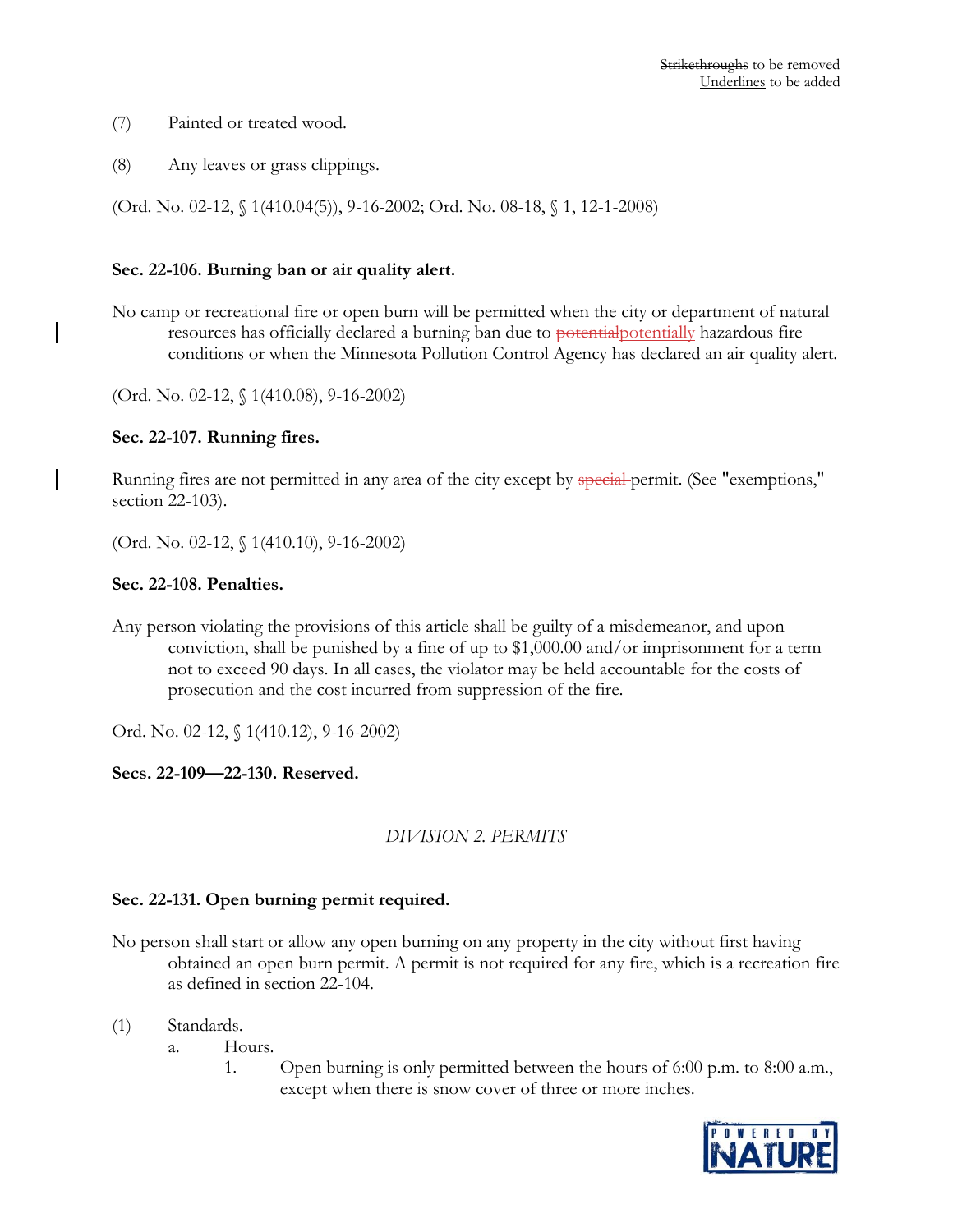~~Strikethroughs~~ to be removed
<u>Underlines</u> to be added

(7) Painted or treated wood.

(8) Any leaves or grass clippings.

(Ord. No. 02-12, § 1(410.04(5)), 9-16-2002; Ord. No. 08-18, § 1, 12-1-2008)

**Sec. 22-106. Burning ban or air quality alert.**

No camp or recreational fire or open burn will be permitted when the city or department of natural resources has officially declared a burning ban due to ~~potential~~<u>potentially</u> hazardous fire conditions or when the Minnesota Pollution Control Agency has declared an air quality alert.

(Ord. No. 02-12, § 1(410.08), 9-16-2002)

**Sec. 22-107. Running fires.**

Running fires are not permitted in any area of the city except by ~~special~~ permit. (See "exemptions," section 22-103).

(Ord. No. 02-12, § 1(410.10), 9-16-2002)

**Sec. 22-108. Penalties.**

Any person violating the provisions of this article shall be guilty of a misdemeanor, and upon conviction, shall be punished by a fine of up to $1,000.00 and/or imprisonment for a term not to exceed 90 days. In all cases, the violator may be held accountable for the costs of prosecution and the cost incurred from suppression of the fire.

Ord. No. 02-12, § 1(410.12), 9-16-2002)

**Secs. 22-109—22-130. Reserved.**

*DIVISION 2. PERMITS*

**Sec. 22-131. Open burning permit required.**

No person shall start or allow any open burning on any property in the city without first having obtained an open burn permit. A permit is not required for any fire, which is a recreation fire as defined in section 22-104.

(1) Standards.
 a. Hours.
  1. Open burning is only permitted between the hours of 6:00 p.m. to 8:00 a.m., except when there is snow cover of three or more inches.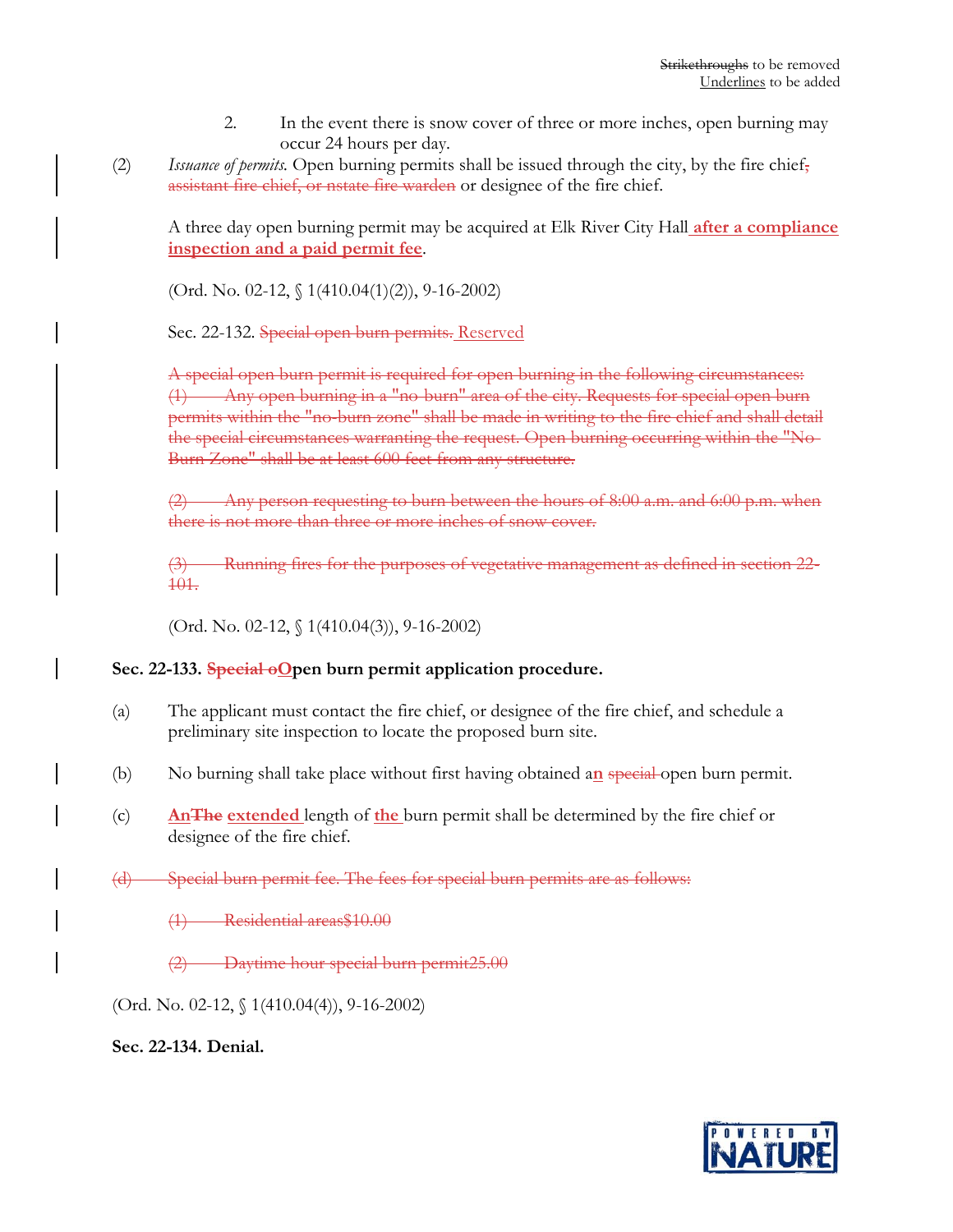~~Strikethroughs~~ to be removed
<u>Underlines</u> to be added

2. In the event there is snow cover of three or more inches, open burning may occur 24 hours per day.

(2) *Issuance of permits.* Open burning permits shall be issued through the city, by the fire chief~~, assistant fire chief, or nstate fire warden~~ or designee of the fire chief.

A three day open burning permit may be acquired at Elk River City Hall **<u>after a compliance inspection and a paid permit fee</u>**.

(Ord. No. 02-12, § 1(410.04(1)(2)), 9-16-2002)

Sec. 22-132. ~~Special open burn permits.~~ <u>Reserved</u>

~~A special open burn permit is required for open burning in the following circumstances:~~
~~(1) Any open burning in a "no burn" area of the city. Requests for special open burn permits within the "no-burn zone" shall be made in writing to the fire chief and shall detail the special circumstances warranting the request. Open burning occurring within the "No-Burn Zone" shall be at least 600 feet from any structure.~~

~~(2) Any person requesting to burn between the hours of 8:00 a.m. and 6:00 p.m. when there is not more than three or more inches of snow cover.~~

~~(3) Running fires for the purposes of vegetative management as defined in section 22-101.~~

(Ord. No. 02-12, § 1(410.04(3)), 9-16-2002)

**Sec. 22-133. ~~Special o~~<u>O</u>pen burn permit application procedure.**

(a) The applicant must contact the fire chief, or designee of the fire chief, and schedule a preliminary site inspection to locate the proposed burn site.

(b) No burning shall take place without first having obtained a<u>**n**</u> ~~special~~ open burn permit.

(c) **<u>An</u>**~~The~~ **<u>extended</u>** length of **<u>the</u>** burn permit shall be determined by the fire chief or designee of the fire chief.

~~(d) Special burn permit fee. The fees for special burn permits are as follows:~~

~~(1) Residential areas$10.00~~

~~(2) Daytime hour special burn permit25.00~~

(Ord. No. 02-12, § 1(410.04(4)), 9-16-2002)

**Sec. 22-134. Denial.**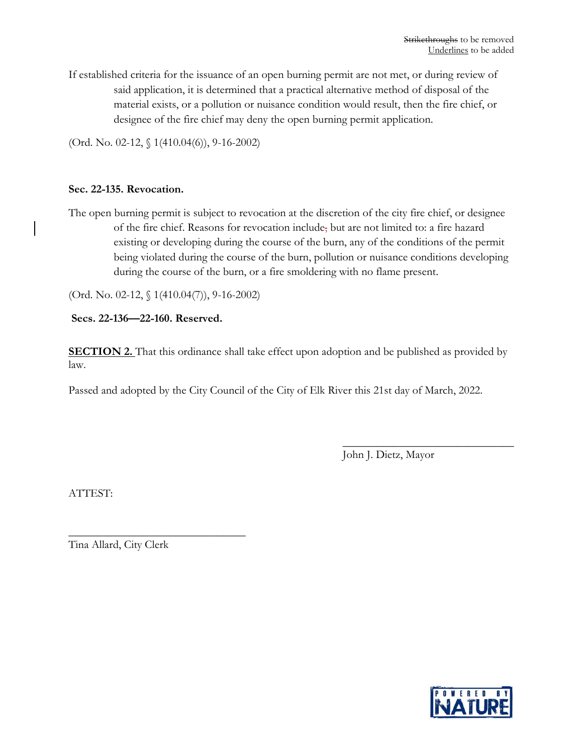~~Strikethroughs~~ to be removed
Underlines to be added

If established criteria for the issuance of an open burning permit are not met, or during review of said application, it is determined that a practical alternative method of disposal of the material exists, or a pollution or nuisance condition would result, then the fire chief, or designee of the fire chief may deny the open burning permit application.

(Ord. No. 02-12, § 1(410.04(6)), 9-16-2002)

**Sec. 22-135. Revocation.**

The open burning permit is subject to revocation at the discretion of the city fire chief, or designee of the fire chief. Reasons for revocation include~~,~~ but are not limited to: a fire hazard existing or developing during the course of the burn, any of the conditions of the permit being violated during the course of the burn, pollution or nuisance conditions developing during the course of the burn, or a fire smoldering with no flame present.

(Ord. No. 02-12, § 1(410.04(7)), 9-16-2002)

**Secs. 22-136—22-160. Reserved.**

**SECTION 2.** That this ordinance shall take effect upon adoption and be published as provided by law.

Passed and adopted by the City Council of the City of Elk River this 21st day of March, 2022.

\_\_\_\_\_\_\_\_\_\_\_\_\_\_\_\_\_\_\_\_\_\_\_\_\_\_\_\_\_\_\_\_
John J. Dietz, Mayor

ATTEST:

\_\_\_\_\_\_\_\_\_\_\_\_\_\_\_\_\_\_\_\_\_\_\_\_\_\_\_\_\_\_\_\_
Tina Allard, City Clerk